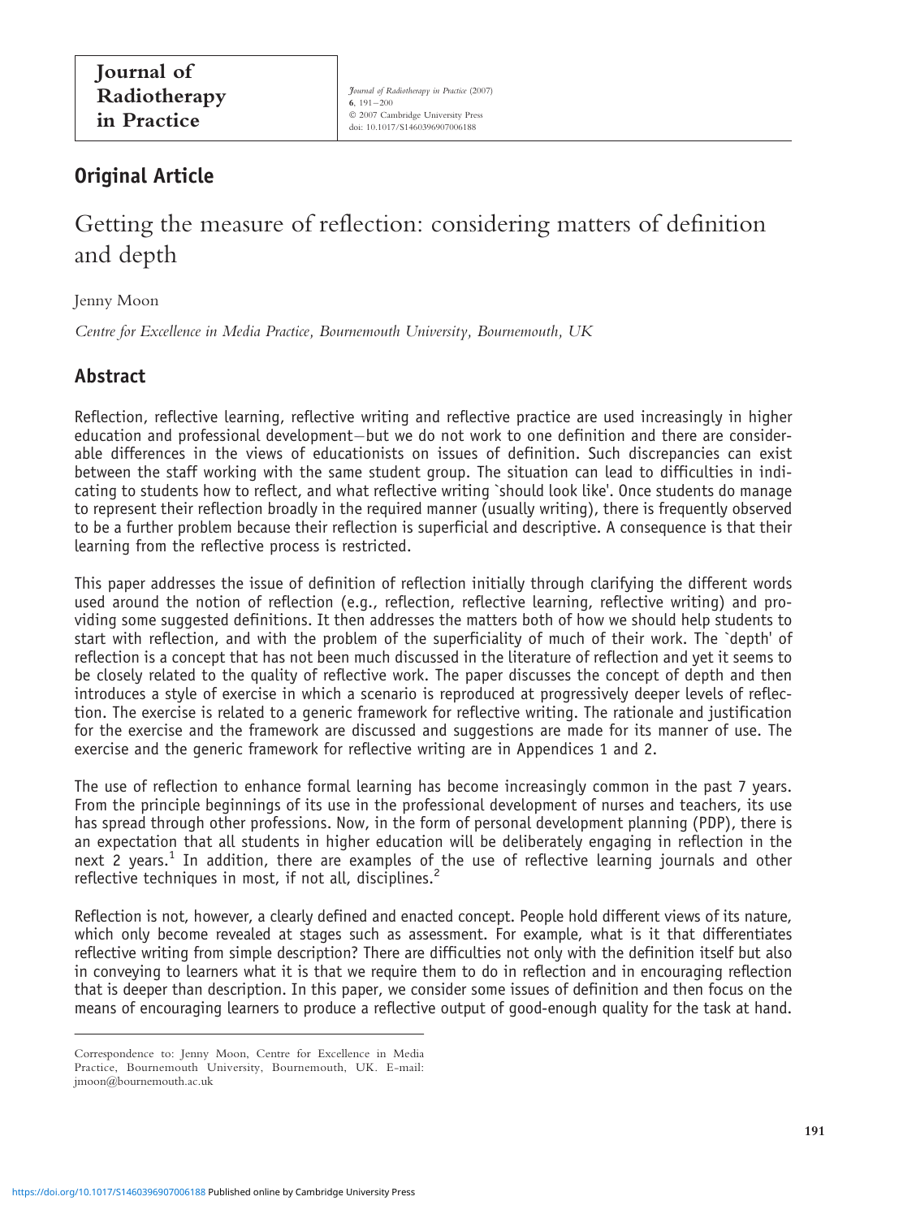## Original Article

# Getting the measure of reflection: considering matters of definition and depth

Jenny Moon

*Centre for Excellence in Media Practice, Bournemouth University, Bournemouth, UK*

## Abstract

Reflection, reflective learning, reflective writing and reflective practice are used increasingly in higher education and professional development—but we do not work to one definition and there are considerable differences in the views of educationists on issues of definition. Such discrepancies can exist between the staff working with the same student group. The situation can lead to difficulties in indicating to students how to reflect, and what reflective writing `should look like'. Once students do manage to represent their reflection broadly in the required manner (usually writing), there is frequently observed to be a further problem because their reflection is superficial and descriptive. A consequence is that their learning from the reflective process is restricted.

This paper addresses the issue of definition of reflection initially through clarifying the different words used around the notion of reflection (e.g., reflection, reflective learning, reflective writing) and providing some suggested definitions. It then addresses the matters both of how we should help students to start with reflection, and with the problem of the superficiality of much of their work. The `depth' of reflection is a concept that has not been much discussed in the literature of reflection and yet it seems to be closely related to the quality of reflective work. The paper discusses the concept of depth and then introduces a style of exercise in which a scenario is reproduced at progressively deeper levels of reflection. The exercise is related to a generic framework for reflective writing. The rationale and justification for the exercise and the framework are discussed and suggestions are made for its manner of use. The exercise and the generic framework for reflective writing are in Appendices 1 and 2.

The use of reflection to enhance formal learning has become increasingly common in the past 7 years. From the principle beginnings of its use in the professional development of nurses and teachers, its use has spread through other professions. Now, in the form of personal development planning (PDP), there is an expectation that all students in higher education will be deliberately engaging in reflection in the next 2 years.[1] In addition, there are examples of the use of reflective learning journals and other reflective techniques in most, if not all, disciplines.[2]

Reflection is not, however, a clearly defined and enacted concept. People hold different views of its nature, which only become revealed at stages such as assessment. For example, what is it that differentiates reflective writing from simple description? There are difficulties not only with the definition itself but also in conveying to learners what it is that we require them to do in reflection and in encouraging reflection that is deeper than description. In this paper, we consider some issues of definition and then focus on the means of encouraging learners to produce a reflective output of good-enough quality for the task at hand.

---

Correspondence to: Jenny Moon, Centre for Excellence in Media Practice, Bournemouth University, Bournemouth, UK. E-mail: jmoon@bournemouth.ac.uk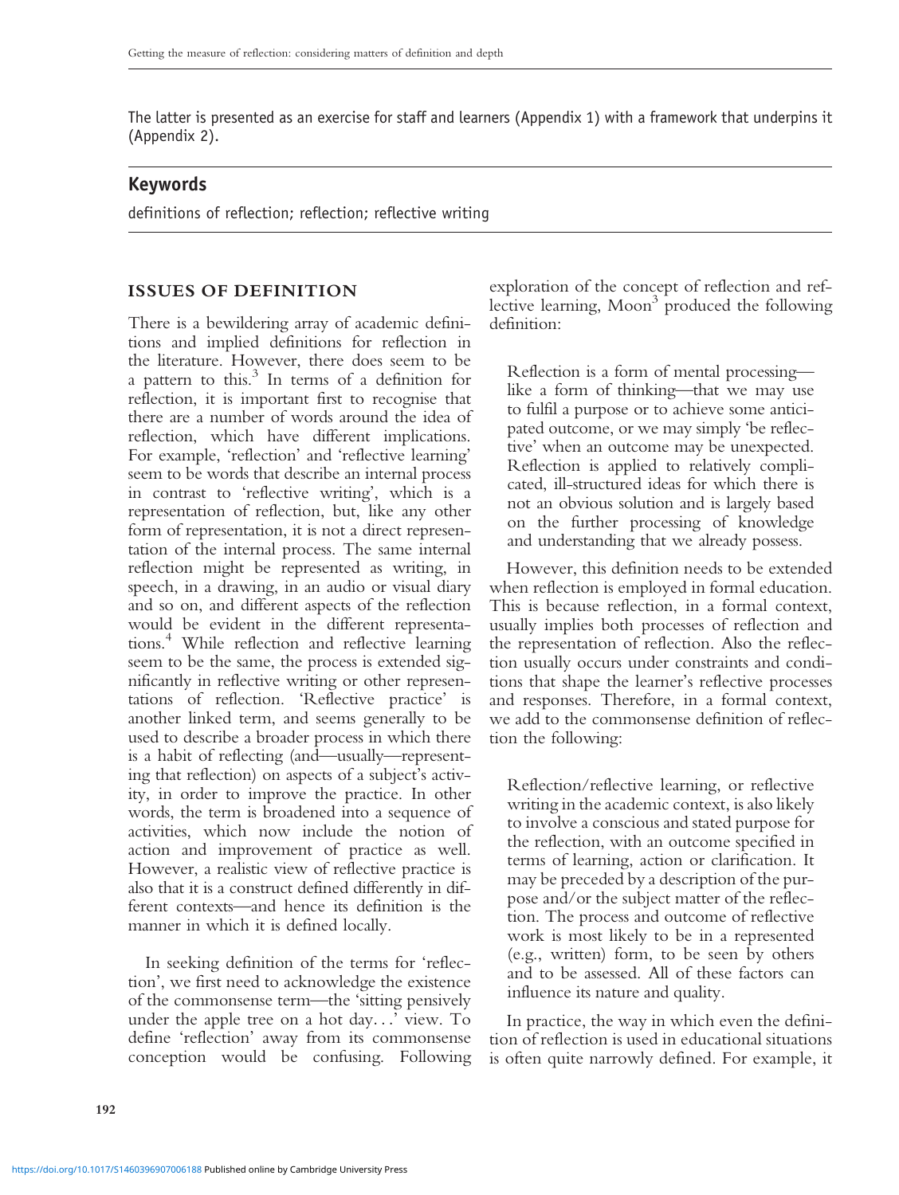The latter is presented as an exercise for staff and learners (Appendix 1) with a framework that underpins it (Appendix 2).

## Keywords

definitions of reflection; reflection; reflective writing

## ISSUES OF DEFINITION

There is a bewildering array of academic definitions and implied definitions for reflection in the literature. However, there does seem to be a pattern to this.[3] In terms of a definition for reflection, it is important first to recognise that there are a number of words around the idea of reflection, which have different implications. For example, 'reflection' and 'reflective learning' seem to be words that describe an internal process in contrast to 'reflective writing', which is a representation of reflection, but, like any other form of representation, it is not a direct representation of the internal process. The same internal reflection might be represented as writing, in speech, in a drawing, in an audio or visual diary and so on, and different aspects of the reflection would be evident in the different representations.[4] While reflection and reflective learning seem to be the same, the process is extended significantly in reflective writing or other representations of reflection. 'Reflective practice' is another linked term, and seems generally to be used to describe a broader process in which there is a habit of reflecting (and—usually—representing that reflection) on aspects of a subject's activity, in order to improve the practice. In other words, the term is broadened into a sequence of activities, which now include the notion of action and improvement of practice as well. However, a realistic view of reflective practice is also that it is a construct defined differently in different contexts—and hence its definition is the manner in which it is defined locally.

In seeking definition of the terms for 'reflection', we first need to acknowledge the existence of the commonsense term—the 'sitting pensively under the apple tree on a hot day…' view. To define 'reflection' away from its commonsense conception would be confusing. Following exploration of the concept of reflection and reflective learning, Moon[3] produced the following definition:

> Reflection is a form of mental processing—like a form of thinking—that we may use to fulfil a purpose or to achieve some anticipated outcome, or we may simply 'be reflective' when an outcome may be unexpected. Reflection is applied to relatively complicated, ill-structured ideas for which there is not an obvious solution and is largely based on the further processing of knowledge and understanding that we already possess.

However, this definition needs to be extended when reflection is employed in formal education. This is because reflection, in a formal context, usually implies both processes of reflection and the representation of reflection. Also the reflection usually occurs under constraints and conditions that shape the learner's reflective processes and responses. Therefore, in a formal context, we add to the commonsense definition of reflection the following:

> Reflection/reflective learning, or reflective writing in the academic context, is also likely to involve a conscious and stated purpose for the reflection, with an outcome specified in terms of learning, action or clarification. It may be preceded by a description of the purpose and/or the subject matter of the reflection. The process and outcome of reflective work is most likely to be in a represented (e.g., written) form, to be seen by others and to be assessed. All of these factors can influence its nature and quality.

In practice, the way in which even the definition of reflection is used in educational situations is often quite narrowly defined. For example, it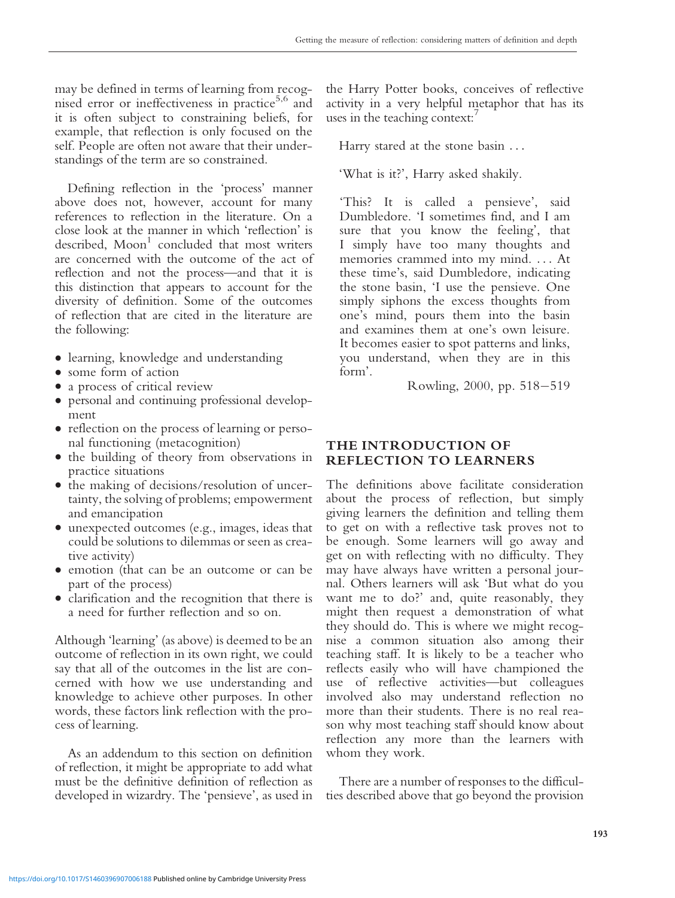may be defined in terms of learning from recognised error or ineffectiveness in practice[5,6] and it is often subject to constraining beliefs, for example, that reflection is only focused on the self. People are often not aware that their understandings of the term are so constrained.

Defining reflection in the 'process' manner above does not, however, account for many references to reflection in the literature. On a close look at the manner in which 'reflection' is described, Moon[1] concluded that most writers are concerned with the outcome of the act of reflection and not the process—and that it is this distinction that appears to account for the diversity of definition. Some of the outcomes of reflection that are cited in the literature are the following:

- learning, knowledge and understanding
- some form of action
- a process of critical review
- personal and continuing professional development
- reflection on the process of learning or personal functioning (metacognition)
- the building of theory from observations in practice situations
- the making of decisions/resolution of uncertainty, the solving of problems; empowerment and emancipation
- unexpected outcomes (e.g., images, ideas that could be solutions to dilemmas or seen as creative activity)
- emotion (that can be an outcome or can be part of the process)
- clarification and the recognition that there is a need for further reflection and so on.

Although 'learning' (as above) is deemed to be an outcome of reflection in its own right, we could say that all of the outcomes in the list are concerned with how we use understanding and knowledge to achieve other purposes. In other words, these factors link reflection with the process of learning.

As an addendum to this section on definition of reflection, it might be appropriate to add what must be the definitive definition of reflection as developed in wizardry. The 'pensieve', as used in the Harry Potter books, conceives of reflective activity in a very helpful metaphor that has its uses in the teaching context:[7]

> Harry stared at the stone basin . . .
>
> 'What is it?', Harry asked shakily.
>
> 'This? It is called a pensieve', said Dumbledore. 'I sometimes find, and I am sure that you know the feeling', that I simply have too many thoughts and memories crammed into my mind. . . . At these time's, said Dumbledore, indicating the stone basin, 'I use the pensieve. One simply siphons the excess thoughts from one's mind, pours them into the basin and examines them at one's own leisure. It becomes easier to spot patterns and links, you understand, when they are in this form'.
>
> Rowling, 2000, pp. 518–519

## THE INTRODUCTION OF REFLECTION TO LEARNERS

The definitions above facilitate consideration about the process of reflection, but simply giving learners the definition and telling them to get on with a reflective task proves not to be enough. Some learners will go away and get on with reflecting with no difficulty. They may have always have written a personal journal. Others learners will ask 'But what do you want me to do?' and, quite reasonably, they might then request a demonstration of what they should do. This is where we might recognise a common situation also among their teaching staff. It is likely to be a teacher who reflects easily who will have championed the use of reflective activities—but colleagues involved also may understand reflection no more than their students. There is no real reason why most teaching staff should know about reflection any more than the learners with whom they work.

There are a number of responses to the difficulties described above that go beyond the provision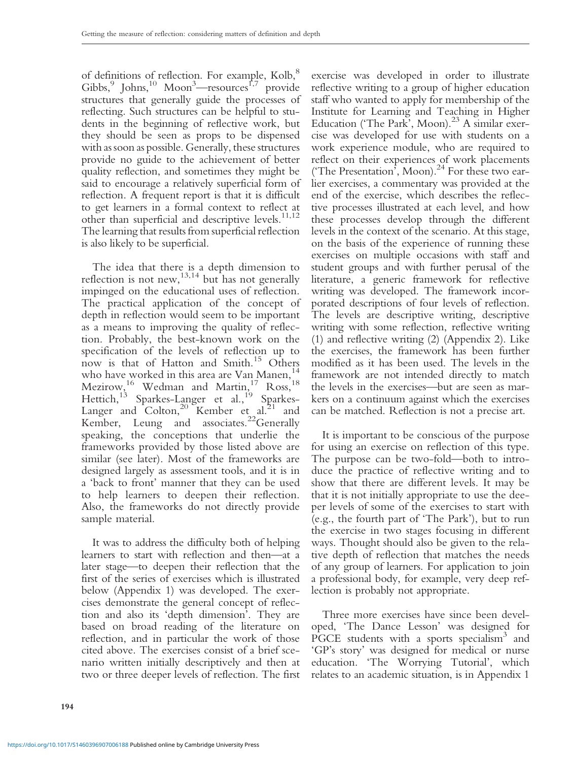of definitions of reflection. For example, Kolb,[8] Gibbs,[9] Johns,[10] Moon[3]—resources[1,7] provide structures that generally guide the processes of reflecting. Such structures can be helpful to students in the beginning of reflective work, but they should be seen as props to be dispensed with as soon as possible. Generally, these structures provide no guide to the achievement of better quality reflection, and sometimes they might be said to encourage a relatively superficial form of reflection. A frequent report is that it is difficult to get learners in a formal context to reflect at other than superficial and descriptive levels.[11,12] The learning that results from superficial reflection is also likely to be superficial.

The idea that there is a depth dimension to reflection is not new,[13,14] but has not generally impinged on the educational uses of reflection. The practical application of the concept of depth in reflection would seem to be important as a means to improving the quality of reflection. Probably, the best-known work on the specification of the levels of reflection up to now is that of Hatton and Smith.[15] Others who have worked in this area are Van Manen,[14] Mezirow,[16] Wedman and Martin,[17] Ross,[18] Hettich,[13] Sparkes-Langer et al.,[19] Sparkes-Langer and Colton,[20] Kember et al.[21] and Kember, Leung and associates.[22] Generally speaking, the conceptions that underlie the frameworks provided by those listed above are similar (see later). Most of the frameworks are designed largely as assessment tools, and it is in a 'back to front' manner that they can be used to help learners to deepen their reflection. Also, the frameworks do not directly provide sample material.

It was to address the difficulty both of helping learners to start with reflection and then—at a later stage—to deepen their reflection that the first of the series of exercises which is illustrated below (Appendix 1) was developed. The exercises demonstrate the general concept of reflection and also its 'depth dimension'. They are based on broad reading of the literature on reflection, and in particular the work of those cited above. The exercises consist of a brief scenario written initially descriptively and then at two or three deeper levels of reflection. The first exercise was developed in order to illustrate reflective writing to a group of higher education staff who wanted to apply for membership of the Institute for Learning and Teaching in Higher Education ('The Park', Moon).[23] A similar exercise was developed for use with students on a work experience module, who are required to reflect on their experiences of work placements ('The Presentation', Moon).[24] For these two earlier exercises, a commentary was provided at the end of the exercise, which describes the reflective processes illustrated at each level, and how these processes develop through the different levels in the context of the scenario. At this stage, on the basis of the experience of running these exercises on multiple occasions with staff and student groups and with further perusal of the literature, a generic framework for reflective writing was developed. The framework incorporated descriptions of four levels of reflection. The levels are descriptive writing, descriptive writing with some reflection, reflective writing (1) and reflective writing (2) (Appendix 2). Like the exercises, the framework has been further modified as it has been used. The levels in the framework are not intended directly to match the levels in the exercises—but are seen as markers on a continuum against which the exercises can be matched. Reflection is not a precise art.

It is important to be conscious of the purpose for using an exercise on reflection of this type. The purpose can be two-fold—both to introduce the practice of reflective writing and to show that there are different levels. It may be that it is not initially appropriate to use the deeper levels of some of the exercises to start with (e.g., the fourth part of 'The Park'), but to run the exercise in two stages focusing in different ways. Thought should also be given to the relative depth of reflection that matches the needs of any group of learners. For application to join a professional body, for example, very deep reflection is probably not appropriate.

Three more exercises have since been developed, 'The Dance Lesson' was designed for PGCE students with a sports specialism[3] and 'GP's story' was designed for medical or nurse education. 'The Worrying Tutorial', which relates to an academic situation, is in Appendix 1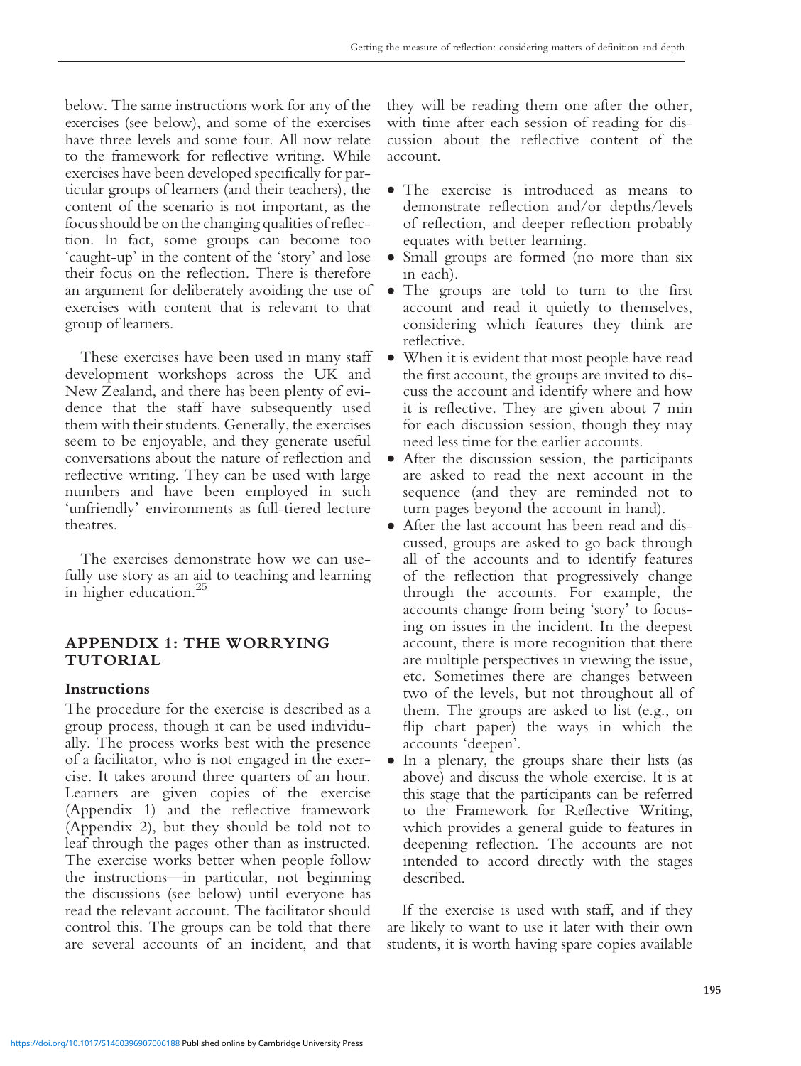below. The same instructions work for any of the exercises (see below), and some of the exercises have three levels and some four. All now relate to the framework for reflective writing. While exercises have been developed specifically for particular groups of learners (and their teachers), the content of the scenario is not important, as the focus should be on the changing qualities of reflection. In fact, some groups can become too 'caught-up' in the content of the 'story' and lose their focus on the reflection. There is therefore an argument for deliberately avoiding the use of exercises with content that is relevant to that group of learners.

These exercises have been used in many staff development workshops across the UK and New Zealand, and there has been plenty of evidence that the staff have subsequently used them with their students. Generally, the exercises seem to be enjoyable, and they generate useful conversations about the nature of reflection and reflective writing. They can be used with large numbers and have been employed in such 'unfriendly' environments as full-tiered lecture theatres.

The exercises demonstrate how we can usefully use story as an aid to teaching and learning in higher education.[25]

## APPENDIX 1: THE WORRYING TUTORIAL

### Instructions

The procedure for the exercise is described as a group process, though it can be used individually. The process works best with the presence of a facilitator, who is not engaged in the exercise. It takes around three quarters of an hour. Learners are given copies of the exercise (Appendix 1) and the reflective framework (Appendix 2), but they should be told not to leaf through the pages other than as instructed. The exercise works better when people follow the instructions—in particular, not beginning the discussions (see below) until everyone has read the relevant account. The facilitator should control this. The groups can be told that there are several accounts of an incident, and that they will be reading them one after the other, with time after each session of reading for discussion about the reflective content of the account.

- The exercise is introduced as means to demonstrate reflection and/or depths/levels of reflection, and deeper reflection probably equates with better learning.
- Small groups are formed (no more than six in each).
- The groups are told to turn to the first account and read it quietly to themselves, considering which features they think are reflective.
- When it is evident that most people have read the first account, the groups are invited to discuss the account and identify where and how it is reflective. They are given about 7 min for each discussion session, though they may need less time for the earlier accounts.
- After the discussion session, the participants are asked to read the next account in the sequence (and they are reminded not to turn pages beyond the account in hand).
- After the last account has been read and discussed, groups are asked to go back through all of the accounts and to identify features of the reflection that progressively change through the accounts. For example, the accounts change from being 'story' to focusing on issues in the incident. In the deepest account, there is more recognition that there are multiple perspectives in viewing the issue, etc. Sometimes there are changes between two of the levels, but not throughout all of them. The groups are asked to list (e.g., on flip chart paper) the ways in which the accounts 'deepen'.
- In a plenary, the groups share their lists (as above) and discuss the whole exercise. It is at this stage that the participants can be referred to the Framework for Reflective Writing, which provides a general guide to features in deepening reflection. The accounts are not intended to accord directly with the stages described.

If the exercise is used with staff, and if they are likely to want to use it later with their own students, it is worth having spare copies available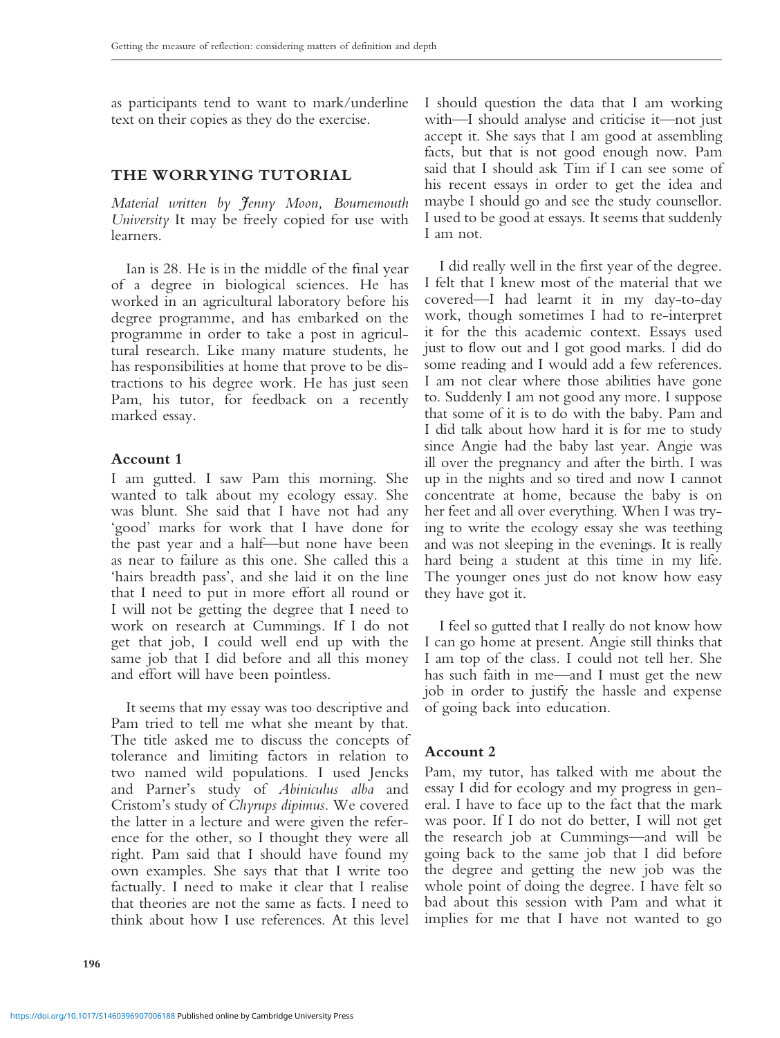as participants tend to want to mark/underline text on their copies as they do the exercise.

## THE WORRYING TUTORIAL

*Material written by Jenny Moon, Bournemouth University* It may be freely copied for use with learners.

Ian is 28. He is in the middle of the final year of a degree in biological sciences. He has worked in an agricultural laboratory before his degree programme, and has embarked on the programme in order to take a post in agricultural research. Like many mature students, he has responsibilities at home that prove to be distractions to his degree work. He has just seen Pam, his tutor, for feedback on a recently marked essay.

### Account 1

I am gutted. I saw Pam this morning. She wanted to talk about my ecology essay. She was blunt. She said that I have not had any 'good' marks for work that I have done for the past year and a half—but none have been as near to failure as this one. She called this a 'hairs breadth pass', and she laid it on the line that I need to put in more effort all round or I will not be getting the degree that I need to work on research at Cummings. If I do not get that job, I could well end up with the same job that I did before and all this money and effort will have been pointless.

It seems that my essay was too descriptive and Pam tried to tell me what she meant by that. The title asked me to discuss the concepts of tolerance and limiting factors in relation to two named wild populations. I used Jencks and Parner's study of *Abiniculus alba* and Cristom's study of *Chyrups dipimus*. We covered the latter in a lecture and were given the reference for the other, so I thought they were all right. Pam said that I should have found my own examples. She says that that I write too factually. I need to make it clear that I realise that theories are not the same as facts. I need to think about how I use references. At this level I should question the data that I am working with—I should analyse and criticise it—not just accept it. She says that I am good at assembling facts, but that is not good enough now. Pam said that I should ask Tim if I can see some of his recent essays in order to get the idea and maybe I should go and see the study counsellor. I used to be good at essays. It seems that suddenly I am not.

I did really well in the first year of the degree. I felt that I knew most of the material that we covered—I had learnt it in my day-to-day work, though sometimes I had to re-interpret it for the this academic context. Essays used just to flow out and I got good marks. I did do some reading and I would add a few references. I am not clear where those abilities have gone to. Suddenly I am not good any more. I suppose that some of it is to do with the baby. Pam and I did talk about how hard it is for me to study since Angie had the baby last year. Angie was ill over the pregnancy and after the birth. I was up in the nights and so tired and now I cannot concentrate at home, because the baby is on her feet and all over everything. When I was trying to write the ecology essay she was teething and was not sleeping in the evenings. It is really hard being a student at this time in my life. The younger ones just do not know how easy they have got it.

I feel so gutted that I really do not know how I can go home at present. Angie still thinks that I am top of the class. I could not tell her. She has such faith in me—and I must get the new job in order to justify the hassle and expense of going back into education.

### Account 2

Pam, my tutor, has talked with me about the essay I did for ecology and my progress in general. I have to face up to the fact that the mark was poor. If I do not do better, I will not get the research job at Cummings—and will be going back to the same job that I did before the degree and getting the new job was the whole point of doing the degree. I have felt so bad about this session with Pam and what it implies for me that I have not wanted to go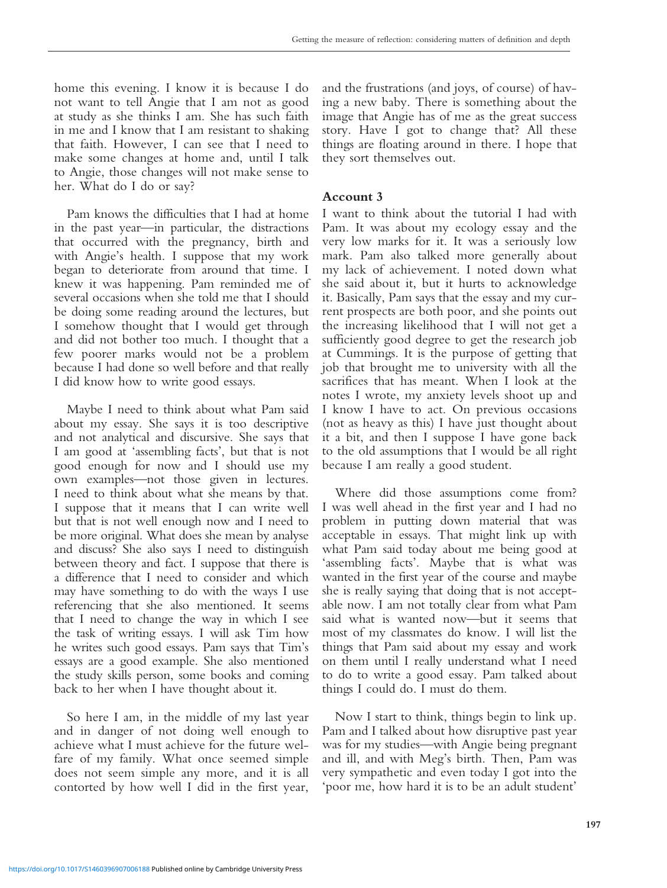home this evening. I know it is because I do not want to tell Angie that I am not as good at study as she thinks I am. She has such faith in me and I know that I am resistant to shaking that faith. However, I can see that I need to make some changes at home and, until I talk to Angie, those changes will not make sense to her. What do I do or say?

Pam knows the difficulties that I had at home in the past year—in particular, the distractions that occurred with the pregnancy, birth and with Angie's health. I suppose that my work began to deteriorate from around that time. I knew it was happening. Pam reminded me of several occasions when she told me that I should be doing some reading around the lectures, but I somehow thought that I would get through and did not bother too much. I thought that a few poorer marks would not be a problem because I had done so well before and that really I did know how to write good essays.

Maybe I need to think about what Pam said about my essay. She says it is too descriptive and not analytical and discursive. She says that I am good at 'assembling facts', but that is not good enough for now and I should use my own examples—not those given in lectures. I need to think about what she means by that. I suppose that it means that I can write well but that is not well enough now and I need to be more original. What does she mean by analyse and discuss? She also says I need to distinguish between theory and fact. I suppose that there is a difference that I need to consider and which may have something to do with the ways I use referencing that she also mentioned. It seems that I need to change the way in which I see the task of writing essays. I will ask Tim how he writes such good essays. Pam says that Tim's essays are a good example. She also mentioned the study skills person, some books and coming back to her when I have thought about it.

So here I am, in the middle of my last year and in danger of not doing well enough to achieve what I must achieve for the future welfare of my family. What once seemed simple does not seem simple any more, and it is all contorted by how well I did in the first year, and the frustrations (and joys, of course) of having a new baby. There is something about the image that Angie has of me as the great success story. Have I got to change that? All these things are floating around in there. I hope that they sort themselves out.

### Account 3

I want to think about the tutorial I had with Pam. It was about my ecology essay and the very low marks for it. It was a seriously low mark. Pam also talked more generally about my lack of achievement. I noted down what she said about it, but it hurts to acknowledge it. Basically, Pam says that the essay and my current prospects are both poor, and she points out the increasing likelihood that I will not get a sufficiently good degree to get the research job at Cummings. It is the purpose of getting that job that brought me to university with all the sacrifices that has meant. When I look at the notes I wrote, my anxiety levels shoot up and I know I have to act. On previous occasions (not as heavy as this) I have just thought about it a bit, and then I suppose I have gone back to the old assumptions that I would be all right because I am really a good student.

Where did those assumptions come from? I was well ahead in the first year and I had no problem in putting down material that was acceptable in essays. That might link up with what Pam said today about me being good at 'assembling facts'. Maybe that is what was wanted in the first year of the course and maybe she is really saying that doing that is not acceptable now. I am not totally clear from what Pam said what is wanted now—but it seems that most of my classmates do know. I will list the things that Pam said about my essay and work on them until I really understand what I need to do to write a good essay. Pam talked about things I could do. I must do them.

Now I start to think, things begin to link up. Pam and I talked about how disruptive past year was for my studies—with Angie being pregnant and ill, and with Meg's birth. Then, Pam was very sympathetic and even today I got into the 'poor me, how hard it is to be an adult student'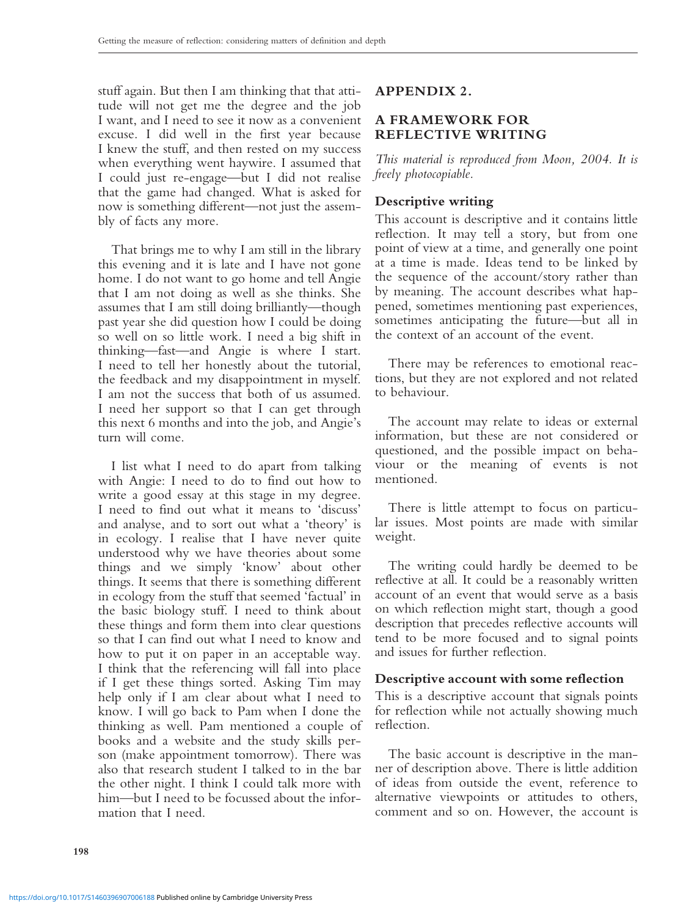stuff again. But then I am thinking that that attitude will not get me the degree and the job I want, and I need to see it now as a convenient excuse. I did well in the first year because I knew the stuff, and then rested on my success when everything went haywire. I assumed that I could just re-engage—but I did not realise that the game had changed. What is asked for now is something different—not just the assembly of facts any more.

That brings me to why I am still in the library this evening and it is late and I have not gone home. I do not want to go home and tell Angie that I am not doing as well as she thinks. She assumes that I am still doing brilliantly—though past year she did question how I could be doing so well on so little work. I need a big shift in thinking—fast—and Angie is where I start. I need to tell her honestly about the tutorial, the feedback and my disappointment in myself. I am not the success that both of us assumed. I need her support so that I can get through this next 6 months and into the job, and Angie's turn will come.

I list what I need to do apart from talking with Angie: I need to do to find out how to write a good essay at this stage in my degree. I need to find out what it means to 'discuss' and analyse, and to sort out what a 'theory' is in ecology. I realise that I have never quite understood why we have theories about some things and we simply 'know' about other things. It seems that there is something different in ecology from the stuff that seemed 'factual' in the basic biology stuff. I need to think about these things and form them into clear questions so that I can find out what I need to know and how to put it on paper in an acceptable way. I think that the referencing will fall into place if I get these things sorted. Asking Tim may help only if I am clear about what I need to know. I will go back to Pam when I done the thinking as well. Pam mentioned a couple of books and a website and the study skills person (make appointment tomorrow). There was also that research student I talked to in the bar the other night. I think I could talk more with him—but I need to be focussed about the information that I need.

## APPENDIX 2.

## A FRAMEWORK FOR REFLECTIVE WRITING

*This material is reproduced from Moon, 2004. It is freely photocopiable.*

### Descriptive writing

This account is descriptive and it contains little reflection. It may tell a story, but from one point of view at a time, and generally one point at a time is made. Ideas tend to be linked by the sequence of the account/story rather than by meaning. The account describes what happened, sometimes mentioning past experiences, sometimes anticipating the future—but all in the context of an account of the event.

There may be references to emotional reactions, but they are not explored and not related to behaviour.

The account may relate to ideas or external information, but these are not considered or questioned, and the possible impact on behaviour or the meaning of events is not mentioned.

There is little attempt to focus on particular issues. Most points are made with similar weight.

The writing could hardly be deemed to be reflective at all. It could be a reasonably written account of an event that would serve as a basis on which reflection might start, though a good description that precedes reflective accounts will tend to be more focused and to signal points and issues for further reflection.

### Descriptive account with some reflection

This is a descriptive account that signals points for reflection while not actually showing much reflection.

The basic account is descriptive in the manner of description above. There is little addition of ideas from outside the event, reference to alternative viewpoints or attitudes to others, comment and so on. However, the account is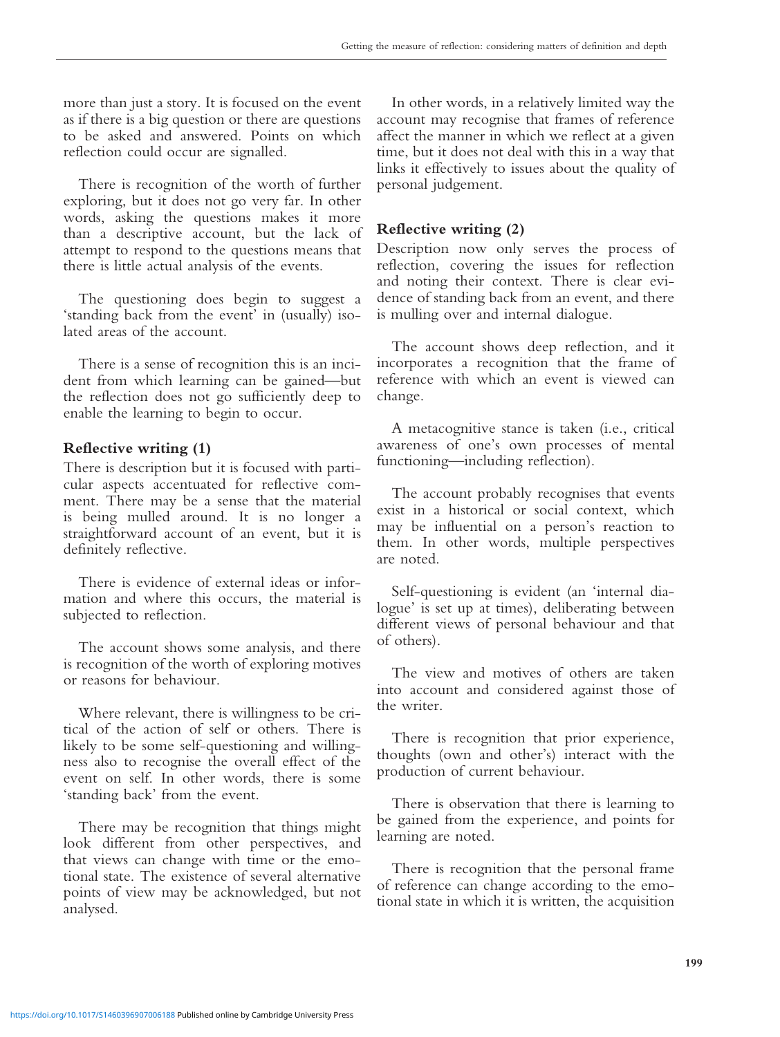more than just a story. It is focused on the event as if there is a big question or there are questions to be asked and answered. Points on which reflection could occur are signalled.

There is recognition of the worth of further exploring, but it does not go very far. In other words, asking the questions makes it more than a descriptive account, but the lack of attempt to respond to the questions means that there is little actual analysis of the events.

The questioning does begin to suggest a 'standing back from the event' in (usually) isolated areas of the account.

There is a sense of recognition this is an incident from which learning can be gained—but the reflection does not go sufficiently deep to enable the learning to begin to occur.

**Reflective writing (1)**

There is description but it is focused with particular aspects accentuated for reflective comment. There may be a sense that the material is being mulled around. It is no longer a straightforward account of an event, but it is definitely reflective.

There is evidence of external ideas or information and where this occurs, the material is subjected to reflection.

The account shows some analysis, and there is recognition of the worth of exploring motives or reasons for behaviour.

Where relevant, there is willingness to be critical of the action of self or others. There is likely to be some self-questioning and willingness also to recognise the overall effect of the event on self. In other words, there is some 'standing back' from the event.

There may be recognition that things might look different from other perspectives, and that views can change with time or the emotional state. The existence of several alternative points of view may be acknowledged, but not analysed.

In other words, in a relatively limited way the account may recognise that frames of reference affect the manner in which we reflect at a given time, but it does not deal with this in a way that links it effectively to issues about the quality of personal judgement.

**Reflective writing (2)**

Description now only serves the process of reflection, covering the issues for reflection and noting their context. There is clear evidence of standing back from an event, and there is mulling over and internal dialogue.

The account shows deep reflection, and it incorporates a recognition that the frame of reference with which an event is viewed can change.

A metacognitive stance is taken (i.e., critical awareness of one's own processes of mental functioning—including reflection).

The account probably recognises that events exist in a historical or social context, which may be influential on a person's reaction to them. In other words, multiple perspectives are noted.

Self-questioning is evident (an 'internal dialogue' is set up at times), deliberating between different views of personal behaviour and that of others).

The view and motives of others are taken into account and considered against those of the writer.

There is recognition that prior experience, thoughts (own and other's) interact with the production of current behaviour.

There is observation that there is learning to be gained from the experience, and points for learning are noted.

There is recognition that the personal frame of reference can change according to the emotional state in which it is written, the acquisition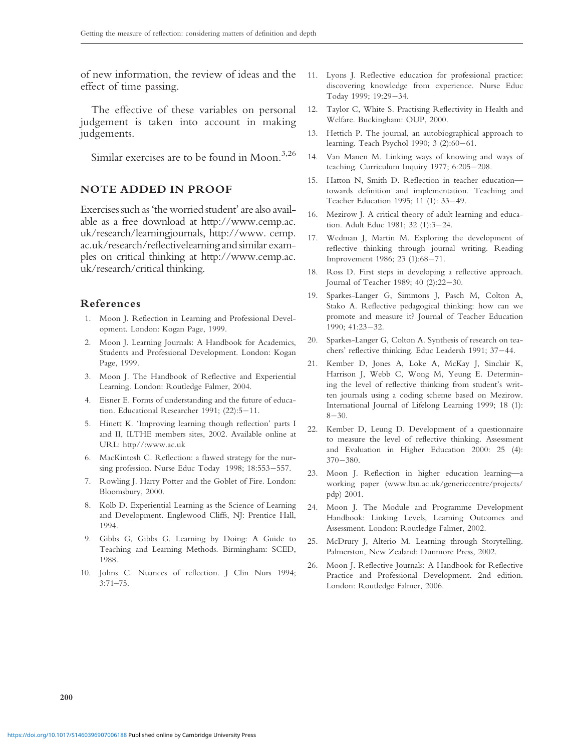of new information, the review of ideas and the effect of time passing.

The effective of these variables on personal judgement is taken into account in making judgements.

Similar exercises are to be found in Moon.[3,26]

## NOTE ADDED IN PROOF

Exercises such as 'the worried student' are also available as a free download at http://www.cemp.ac.uk/research/learningjournals, http://www. cemp.ac.uk/research/reflectivelearning and similar examples on critical thinking at http://www.cemp.ac.uk/research/critical thinking.

## References

1. Moon J. Reflection in Learning and Professional Development. London: Kogan Page, 1999.
2. Moon J. Learning Journals: A Handbook for Academics, Students and Professional Development. London: Kogan Page, 1999.
3. Moon J. The Handbook of Reflective and Experiential Learning. London: Routledge Falmer, 2004.
4. Eisner E. Forms of understanding and the future of education. Educational Researcher 1991; (22):5−11.
5. Hinett K. 'Improving learning though reflection' parts I and II, ILTHE members sites, 2002. Available online at URL: http//:www.ac.uk
6. MacKintosh C. Reflection: a flawed strategy for the nursing profession. Nurse Educ Today 1998; 18:553−557.
7. Rowling J. Harry Potter and the Goblet of Fire. London: Bloomsbury, 2000.
8. Kolb D. Experiential Learning as the Science of Learning and Development. Englewood Cliffs, NJ: Prentice Hall, 1994.
9. Gibbs G, Gibbs G. Learning by Doing: A Guide to Teaching and Learning Methods. Birmingham: SCED, 1988.
10. Johns C. Nuances of reflection. J Clin Nurs 1994; 3:71–75.
11. Lyons J. Reflective education for professional practice: discovering knowledge from experience. Nurse Educ Today 1999; 19:29−34.
12. Taylor C, White S. Practising Reflectivity in Health and Welfare. Buckingham: OUP, 2000.
13. Hettich P. The journal, an autobiographical approach to learning. Teach Psychol 1990; 3 (2):60−61.
14. Van Manen M. Linking ways of knowing and ways of teaching. Curriculum Inquiry 1977; 6:205−208.
15. Hatton N, Smith D. Reflection in teacher education—towards definition and implementation. Teaching and Teacher Education 1995; 11 (1): 33−49.
16. Mezirow J. A critical theory of adult learning and education. Adult Educ 1981; 32 (1):3−24.
17. Wedman J, Martin M. Exploring the development of reflective thinking through journal writing. Reading Improvement 1986; 23 (1):68−71.
18. Ross D. First steps in developing a reflective approach. Journal of Teacher 1989; 40 (2):22−30.
19. Sparkes-Langer G, Simmons J, Pasch M, Colton A, Stako A. Reflective pedagogical thinking: how can we promote and measure it? Journal of Teacher Education 1990; 41:23−32.
20. Sparkes-Langer G, Colton A. Synthesis of research on teachers' reflective thinking. Educ Leadersh 1991; 37−44.
21. Kember D, Jones A, Loke A, McKay J, Sinclair K, Harrison J, Webb C, Wong M, Yeung E. Determining the level of reflective thinking from student's written journals using a coding scheme based on Mezirow. International Journal of Lifelong Learning 1999; 18 (1): 8−30.
22. Kember D, Leung D. Development of a questionnaire to measure the level of reflective thinking. Assessment and Evaluation in Higher Education 2000: 25 (4): 370−380.
23. Moon J. Reflection in higher education learning—a working paper (www.ltsn.ac.uk/genericcentre/projects/pdp) 2001.
24. Moon J. The Module and Programme Development Handbook: Linking Levels, Learning Outcomes and Assessment. London: Routledge Falmer, 2002.
25. McDrury J, Alterio M. Learning through Storytelling. Palmerston, New Zealand: Dunmore Press, 2002.
26. Moon J. Reflective Journals: A Handbook for Reflective Practice and Professional Development. 2nd edition. London: Routledge Falmer, 2006.